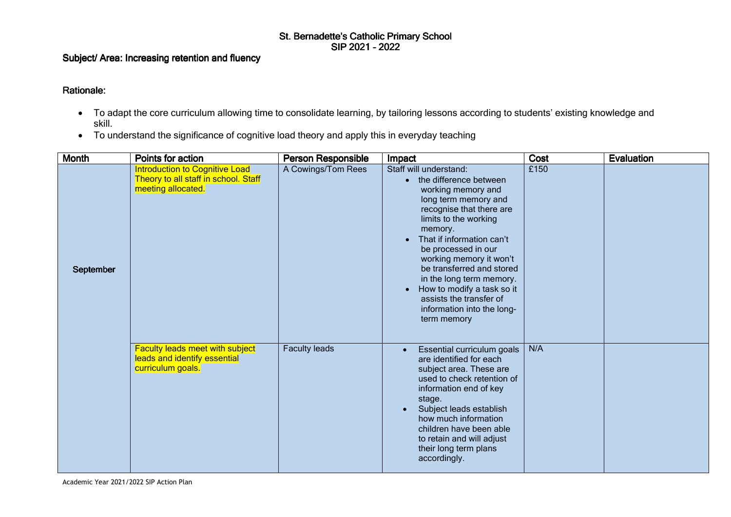# St. Bernadette's Catholic Primary School
## SIP 2021 - 2022

**Subject/ Area: Increasing retention and fluency**

**Rationale:**

- To adapt the core curriculum allowing time to consolidate learning, by tailoring lessons according to students' existing knowledge and skill.
- To understand the significance of cognitive load theory and apply this in everyday teaching

| Month | Points for action | Person Responsible | Impact | Cost | Evaluation |
|---|---|---|---|---|---|
| September | Introduction to Cognitive Load Theory to all staff in school. Staff meeting allocated. | A Cowings/Tom Rees | Staff will understand:<br>• the difference between working memory and long term memory and recognise that there are limits to the working memory.<br>• That if information can't be processed in our working memory it won't be transferred and stored in the long term memory.<br>• How to modify a task so it assists the transfer of information into the long-term memory | £150 | |
| | Faculty leads meet with subject leads and identify essential curriculum goals. | Faculty leads | • Essential curriculum goals are identified for each subject area. These are used to check retention of information end of key stage.<br>• Subject leads establish how much information children have been able to retain and will adjust their long term plans accordingly. | N/A | |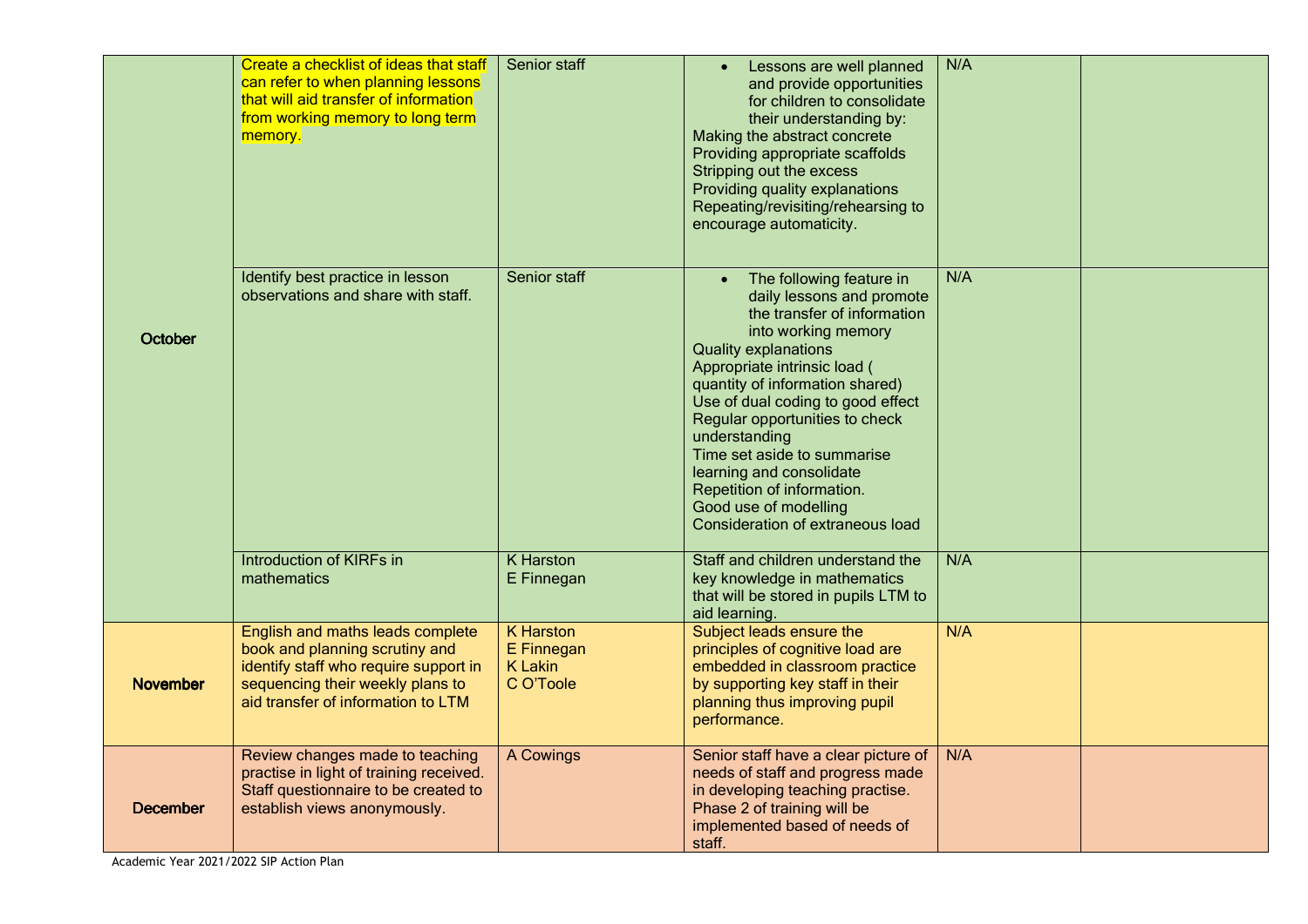| | | | | | |
|---|---|---|---|---|---|
| October | Create a checklist of ideas that staff can refer to when planning lessons that will aid transfer of information from working memory to long term memory. | Senior staff | <ul><li>Lessons are well planned and provide opportunities for children to consolidate their understanding by:</li></ul>Making the abstract concrete<br>Providing appropriate scaffolds<br>Stripping out the excess<br>Providing quality explanations<br>Repeating/revisiting/rehearsing to encourage automaticity. | N/A | |
| | Identify best practice in lesson observations and share with staff. | Senior staff | <ul><li>The following feature in daily lessons and promote the transfer of information into working memory</li></ul>Quality explanations<br>Appropriate intrinsic load ( quantity of information shared)<br>Use of dual coding to good effect<br>Regular opportunities to check understanding<br>Time set aside to summarise learning and consolidate<br>Repetition of information.<br>Good use of modelling<br>Consideration of extraneous load | N/A | |
| | Introduction of KIRFs in mathematics | K Harston<br>E Finnegan | Staff and children understand the key knowledge in mathematics that will be stored in pupils LTM to aid learning. | N/A | |
| November | English and maths leads complete book and planning scrutiny and identify staff who require support in sequencing their weekly plans to aid transfer of information to LTM | K Harston<br>E Finnegan<br>K Lakin<br>C O'Toole | Subject leads ensure the principles of cognitive load are embedded in classroom practice by supporting key staff in their planning thus improving pupil performance. | N/A | |
| December | Review changes made to teaching practise in light of training received. Staff questionnaire to be created to establish views anonymously. | A Cowings | Senior staff have a clear picture of needs of staff and progress made in developing teaching practise. Phase 2 of training will be implemented based of needs of staff. | N/A | |

Academic Year 2021/2022 SIP Action Plan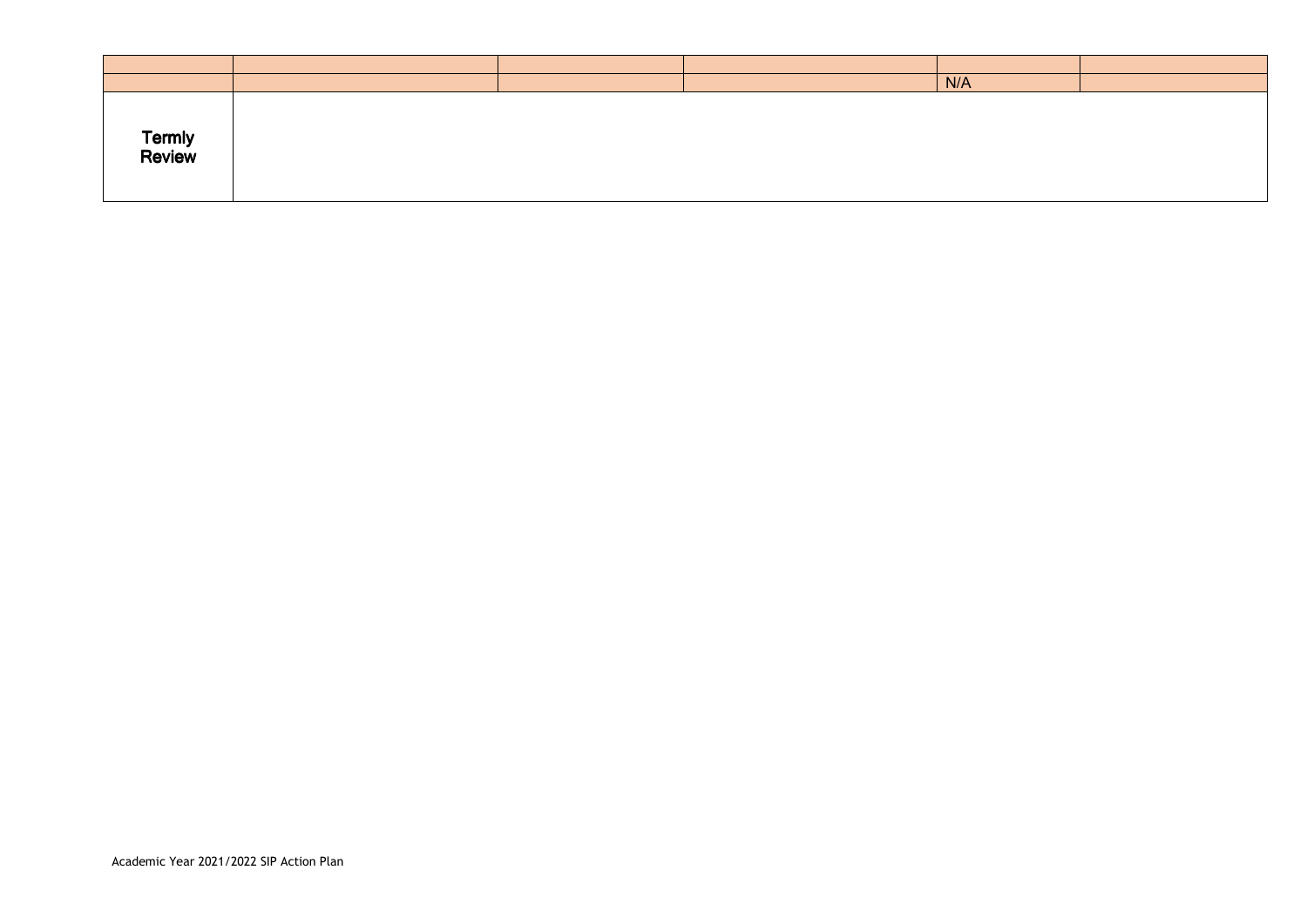| | | | | | |
|---|---|---|---|---|---|
| | | | | | |
| | | | | N/A | |
| **Termly Review** | | | | | |